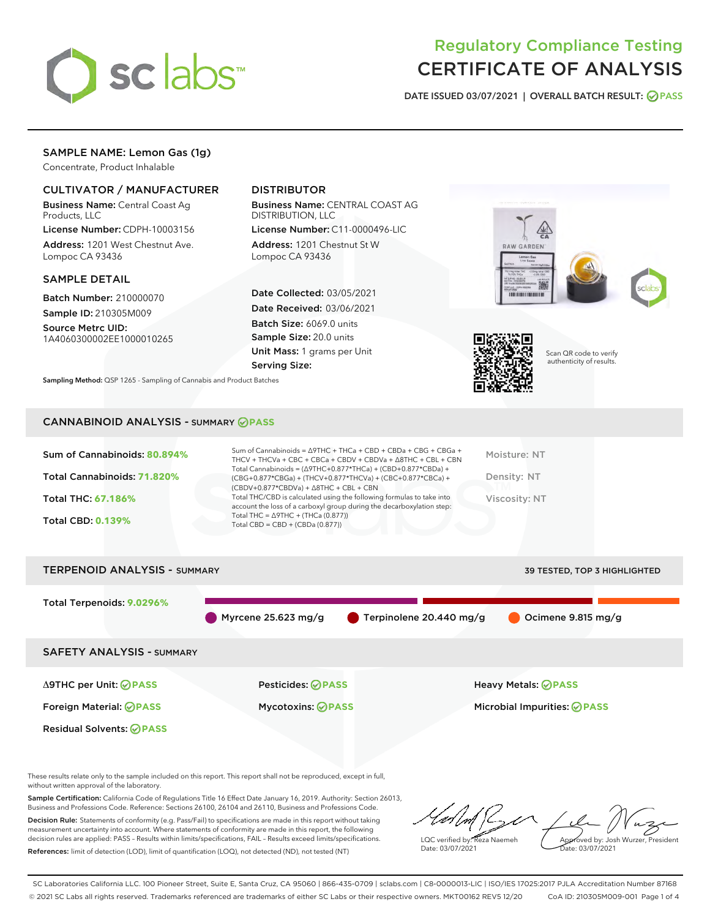# Regulatory Compliance Testing
# CERTIFICATE OF ANALYSIS

DATE ISSUED 03/07/2021 | OVERALL BATCH RESULT: PASS

**SAMPLE NAME: Lemon Gas (1g)**
Concentrate, Product Inhalable

## CULTIVATOR / MANUFACTURER

**Business Name:** Central Coast Ag Products, LLC
**License Number:** CDPH-10003156
**Address:** 1201 West Chestnut Ave. Lompoc CA 93436

## DISTRIBUTOR

**Business Name:** CENTRAL COAST AG DISTRIBUTION, LLC
**License Number:** C11-0000496-LIC
**Address:** 1201 Chestnut St W Lompoc CA 93436

## SAMPLE DETAIL

**Batch Number:** 210000070
**Sample ID:** 210305M009
**Source Metrc UID:** 1A4060300002EE1000010265

**Date Collected:** 03/05/2021
**Date Received:** 03/06/2021
**Batch Size:** 6069.0 units
**Sample Size:** 20.0 units
**Unit Mass:** 1 grams per Unit
**Serving Size:**

Scan QR code to verify authenticity of results.

**Sampling Method:** QSP 1265 - Sampling of Cannabis and Product Batches

## CANNABINOID ANALYSIS - SUMMARY PASS

Sum of Cannabinoids: **80.894%**
Total Cannabinoids: **71.820%**
Total THC: **67.186%**
Total CBD: **0.139%**

Sum of Cannabinoids = Δ9THC + THCa + CBD + CBDa + CBG + CBGa + THCV + THCVa + CBC + CBCa + CBDV + CBDVa + Δ8THC + CBL + CBN
Total Cannabinoids = (Δ9THC+0.877\*THCa) + (CBD+0.877\*CBDa) + (CBG+0.877\*CBGa) + (THCV+0.877\*THCVa) + (CBC+0.877\*CBCa) + (CBDV+0.877\*CBDVa) + Δ8THC + CBL + CBN
Total THC/CBD is calculated using the following formulas to take into account the loss of a carboxyl group during the decarboxylation step:
Total THC = Δ9THC + (THCa (0.877))
Total CBD = CBD + (CBDa (0.877))

Moisture: NT
Density: NT
Viscosity: NT

## TERPENOID ANALYSIS - SUMMARY

39 TESTED, TOP 3 HIGHLIGHTED

Total Terpenoids: **9.0296%**

Myrcene 25.623 mg/g
Terpinolene 20.440 mg/g
Ocimene 9.815 mg/g

## SAFETY ANALYSIS - SUMMARY

| | | |
|---|---|---|
| Δ9THC per Unit: PASS | Pesticides: PASS | Heavy Metals: PASS |
| Foreign Material: PASS | Mycotoxins: PASS | Microbial Impurities: PASS |
| Residual Solvents: PASS | | |

These results relate only to the sample included on this report. This report shall not be reproduced, except in full, without written approval of the laboratory.

**Sample Certification:** California Code of Regulations Title 16 Effect Date January 16, 2019. Authority: Section 26013, Business and Professions Code. Reference: Sections 26100, 26104 and 26110, Business and Professions Code.

**Decision Rule:** Statements of conformity (e.g. Pass/Fail) to specifications are made in this report without taking measurement uncertainty into account. Where statements of conformity are made in this report, the following decision rules are applied: PASS – Results within limits/specifications, FAIL – Results exceed limits/specifications.

**References:** limit of detection (LOD), limit of quantification (LOQ), not detected (ND), not tested (NT)

LQC verified by: Reza Naemeh
Date: 03/07/2021

Approved by: Josh Wurzer, President
Date: 03/07/2021

SC Laboratories California LLC. 100 Pioneer Street, Suite E, Santa Cruz, CA 95060 | 866-435-0709 | sclabs.com | C8-0000013-LIC | ISO/IES 17025:2017 PJLA Accreditation Number 87168
© 2021 SC Labs all rights reserved. Trademarks referenced are trademarks of either SC Labs or their respective owners. MKT00162 REV5 12/20 CoA ID: 210305M009-001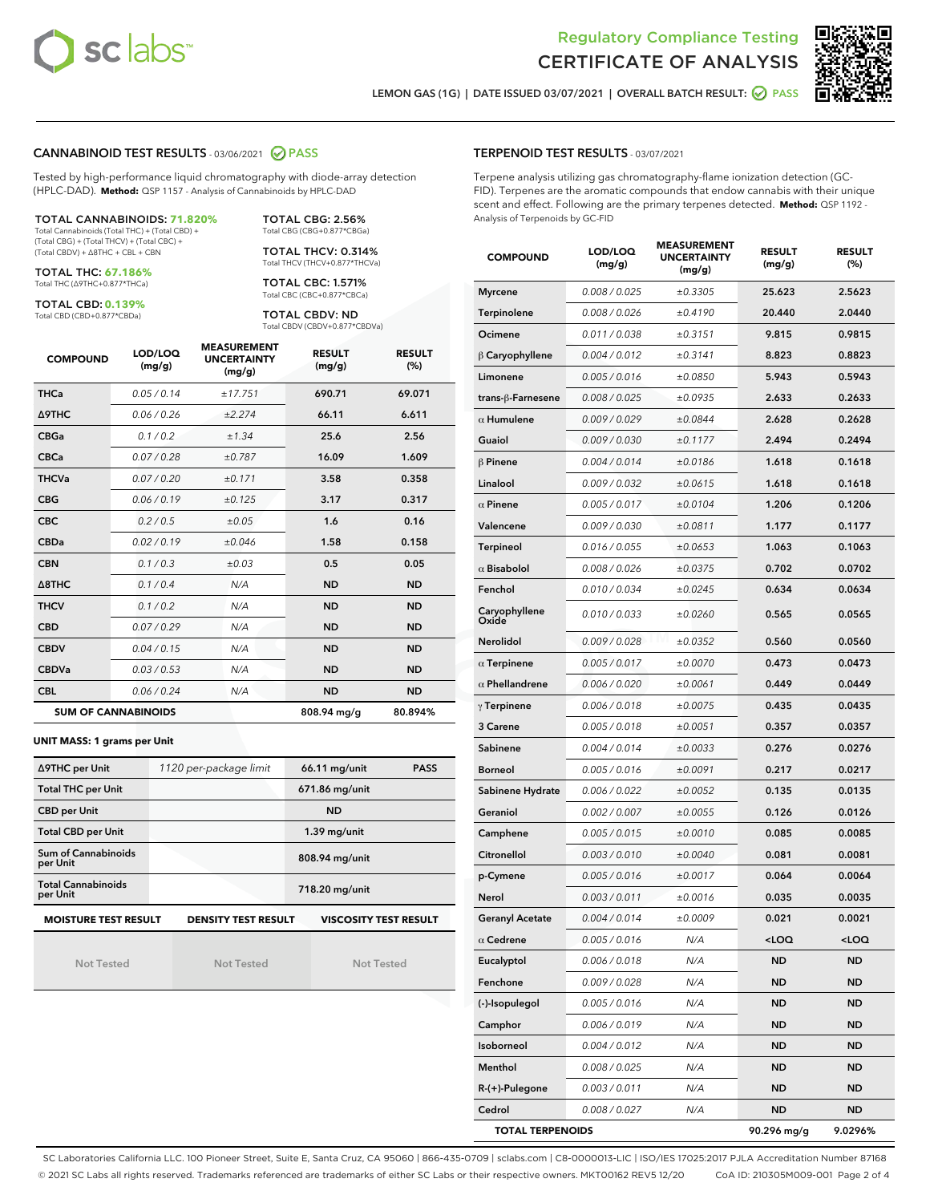Regulatory Compliance Testing
# CERTIFICATE OF ANALYSIS

LEMON GAS (1G) | DATE ISSUED 03/07/2021 | OVERALL BATCH RESULT: PASS

## CANNABINOID TEST RESULTS - 03/06/2021 PASS

Tested by high-performance liquid chromatography with diode-array detection (HPLC-DAD). **Method:** QSP 1157 - Analysis of Cannabinoids by HPLC-DAD

**TOTAL CANNABINOIDS: 71.820%**
Total Cannabinoids (Total THC) + (Total CBD) + (Total CBG) + (Total THCV) + (Total CBC) + (Total CBDV) + Δ8THC + CBL + CBN

**TOTAL THC: 67.186%**
Total THC (Δ9THC+0.877*THCa)

**TOTAL CBD: 0.139%**
Total CBD (CBD+0.877*CBDa)

**TOTAL CBG: 2.56%**
Total CBG (CBG+0.877*CBGa)

**TOTAL THCV: 0.314%**
Total THCV (THCV+0.877*THCVa)

**TOTAL CBC: 1.571%**
Total CBC (CBC+0.877*CBCa)

**TOTAL CBDV: ND**
Total CBDV (CBDV+0.877*CBDVa)

| COMPOUND | LOD/LOQ (mg/g) | MEASUREMENT UNCERTAINTY (mg/g) | RESULT (mg/g) | RESULT (%) |
|---|---|---|---|---|
| THCa | 0.05 / 0.14 | ±17.751 | 690.71 | 69.071 |
| Δ9THC | 0.06 / 0.26 | ±2.274 | 66.11 | 6.611 |
| CBGa | 0.1 / 0.2 | ±1.34 | 25.6 | 2.56 |
| CBCa | 0.07 / 0.28 | ±0.787 | 16.09 | 1.609 |
| THCVa | 0.07 / 0.20 | ±0.171 | 3.58 | 0.358 |
| CBG | 0.06 / 0.19 | ±0.125 | 3.17 | 0.317 |
| CBC | 0.2 / 0.5 | ±0.05 | 1.6 | 0.16 |
| CBDa | 0.02 / 0.19 | ±0.046 | 1.58 | 0.158 |
| CBN | 0.1 / 0.3 | ±0.03 | 0.5 | 0.05 |
| Δ8THC | 0.1 / 0.4 | N/A | ND | ND |
| THCV | 0.1 / 0.2 | N/A | ND | ND |
| CBD | 0.07 / 0.29 | N/A | ND | ND |
| CBDV | 0.04 / 0.15 | N/A | ND | ND |
| CBDVa | 0.03 / 0.53 | N/A | ND | ND |
| CBL | 0.06 / 0.24 | N/A | ND | ND |
| **SUM OF CANNABINOIDS** | | | **808.94 mg/g** | **80.894%** |

**UNIT MASS: 1 grams per Unit**

| | | | |
|---|---|---|---|
| Δ9THC per Unit | 1120 per-package limit | 66.11 mg/unit | PASS |
| Total THC per Unit | | 671.86 mg/unit | |
| CBD per Unit | | ND | |
| Total CBD per Unit | | 1.39 mg/unit | |
| Sum of Cannabinoids per Unit | | 808.94 mg/unit | |
| Total Cannabinoids per Unit | | 718.20 mg/unit | |

| MOISTURE TEST RESULT | DENSITY TEST RESULT | VISCOSITY TEST RESULT |
|---|---|---|
| Not Tested | Not Tested | Not Tested |

## TERPENOID TEST RESULTS - 03/07/2021

Terpene analysis utilizing gas chromatography-flame ionization detection (GC-FID). Terpenes are the aromatic compounds that endow cannabis with their unique scent and effect. Following are the primary terpenes detected. **Method:** QSP 1192 - Analysis of Terpenoids by GC-FID

| COMPOUND | LOD/LOQ (mg/g) | MEASUREMENT UNCERTAINTY (mg/g) | RESULT (mg/g) | RESULT (%) |
|---|---|---|---|---|
| Myrcene | 0.008 / 0.025 | ±0.3305 | 25.623 | 2.5623 |
| Terpinolene | 0.008 / 0.026 | ±0.4190 | 20.440 | 2.0440 |
| Ocimene | 0.011 / 0.038 | ±0.3151 | 9.815 | 0.9815 |
| β Caryophyllene | 0.004 / 0.012 | ±0.3141 | 8.823 | 0.8823 |
| Limonene | 0.005 / 0.016 | ±0.0850 | 5.943 | 0.5943 |
| trans-β-Farnesene | 0.008 / 0.025 | ±0.0935 | 2.633 | 0.2633 |
| α Humulene | 0.009 / 0.029 | ±0.0844 | 2.628 | 0.2628 |
| Guaiol | 0.009 / 0.030 | ±0.1177 | 2.494 | 0.2494 |
| β Pinene | 0.004 / 0.014 | ±0.0186 | 1.618 | 0.1618 |
| Linalool | 0.009 / 0.032 | ±0.0615 | 1.618 | 0.1618 |
| α Pinene | 0.005 / 0.017 | ±0.0104 | 1.206 | 0.1206 |
| Valencene | 0.009 / 0.030 | ±0.0811 | 1.177 | 0.1177 |
| Terpineol | 0.016 / 0.055 | ±0.0653 | 1.063 | 0.1063 |
| α Bisabolol | 0.008 / 0.026 | ±0.0375 | 0.702 | 0.0702 |
| Fenchol | 0.010 / 0.034 | ±0.0245 | 0.634 | 0.0634 |
| Caryophyllene Oxide | 0.010 / 0.033 | ±0.0260 | 0.565 | 0.0565 |
| Nerolidol | 0.009 / 0.028 | ±0.0352 | 0.560 | 0.0560 |
| α Terpinene | 0.005 / 0.017 | ±0.0070 | 0.473 | 0.0473 |
| α Phellandrene | 0.006 / 0.020 | ±0.0061 | 0.449 | 0.0449 |
| γ Terpinene | 0.006 / 0.018 | ±0.0075 | 0.435 | 0.0435 |
| 3 Carene | 0.005 / 0.018 | ±0.0051 | 0.357 | 0.0357 |
| Sabinene | 0.004 / 0.014 | ±0.0033 | 0.276 | 0.0276 |
| Borneol | 0.005 / 0.016 | ±0.0091 | 0.217 | 0.0217 |
| Sabinene Hydrate | 0.006 / 0.022 | ±0.0052 | 0.135 | 0.0135 |
| Geraniol | 0.002 / 0.007 | ±0.0055 | 0.126 | 0.0126 |
| Camphene | 0.005 / 0.015 | ±0.0010 | 0.085 | 0.0085 |
| Citronellol | 0.003 / 0.010 | ±0.0040 | 0.081 | 0.0081 |
| p-Cymene | 0.005 / 0.016 | ±0.0017 | 0.064 | 0.0064 |
| Nerol | 0.003 / 0.011 | ±0.0016 | 0.035 | 0.0035 |
| Geranyl Acetate | 0.004 / 0.014 | ±0.0009 | 0.021 | 0.0021 |
| α Cedrene | 0.005 / 0.016 | N/A | <LOQ | <LOQ |
| Eucalyptol | 0.006 / 0.018 | N/A | ND | ND |
| Fenchone | 0.009 / 0.028 | N/A | ND | ND |
| (-)-Isopulegol | 0.005 / 0.016 | N/A | ND | ND |
| Camphor | 0.006 / 0.019 | N/A | ND | ND |
| Isoborneol | 0.004 / 0.012 | N/A | ND | ND |
| Menthol | 0.008 / 0.025 | N/A | ND | ND |
| R-(+)-Pulegone | 0.003 / 0.011 | N/A | ND | ND |
| Cedrol | 0.008 / 0.027 | N/A | ND | ND |
| **TOTAL TERPENOIDS** | | | **90.296 mg/g** | **9.0296%** |

SC Laboratories California LLC. 100 Pioneer Street, Suite E, Santa Cruz, CA 95060 | 866-435-0709 | sclabs.com | C8-0000013-LIC | ISO/IES 17025:2017 PJLA Accreditation Number 87168
© 2021 SC Labs all rights reserved. Trademarks referenced are trademarks of either SC Labs or their respective owners. MKT00162 REV5 12/20 CoA ID: 210305M009-001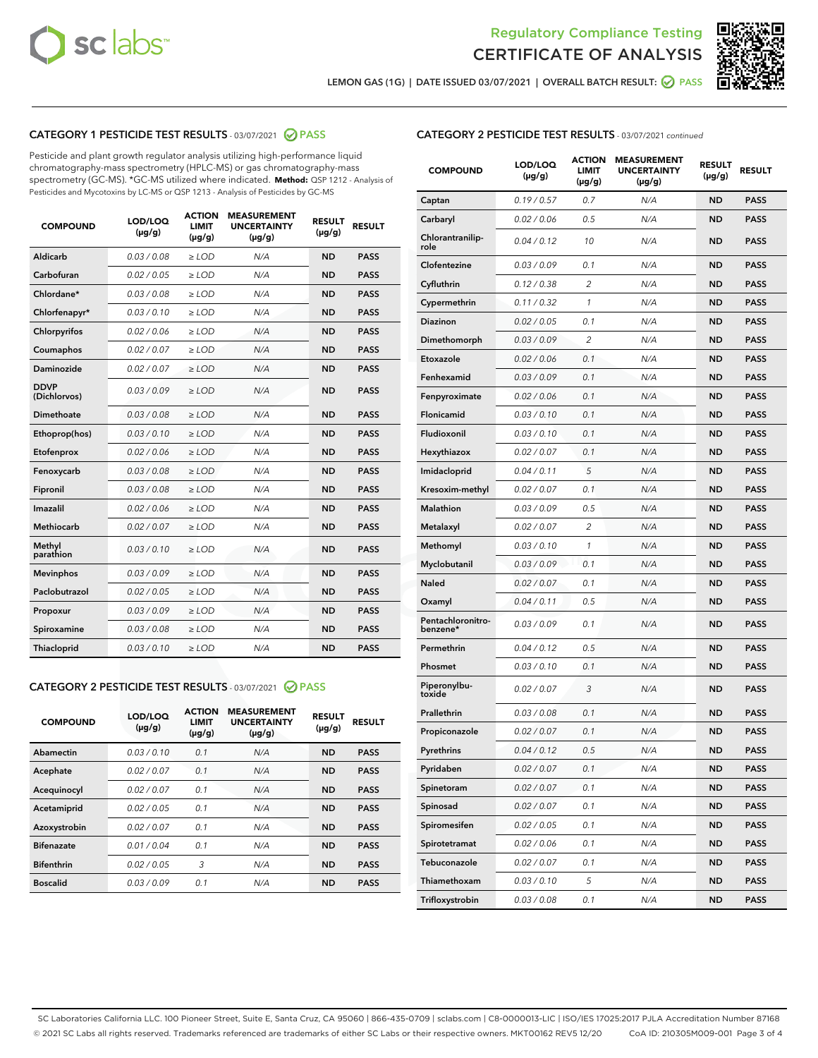Regulatory Compliance Testing
CERTIFICATE OF ANALYSIS

LEMON GAS (1G) | DATE ISSUED 03/07/2021 | OVERALL BATCH RESULT: PASS

## CATEGORY 1 PESTICIDE TEST RESULTS - 03/07/2021 PASS

Pesticide and plant growth regulator analysis utilizing high-performance liquid chromatography-mass spectrometry (HPLC-MS) or gas chromatography-mass spectrometry (GC-MS). *GC-MS utilized where indicated. **Method:** QSP 1212 - Analysis of Pesticides and Mycotoxins by LC-MS or QSP 1213 - Analysis of Pesticides by GC-MS

| COMPOUND | LOD/LOQ (µg/g) | ACTION LIMIT (µg/g) | MEASUREMENT UNCERTAINTY (µg/g) | RESULT (µg/g) | RESULT |
|---|---|---|---|---|---|
| Aldicarb | 0.03 / 0.08 | ≥ LOD | N/A | ND | PASS |
| Carbofuran | 0.02 / 0.05 | ≥ LOD | N/A | ND | PASS |
| Chlordane* | 0.03 / 0.08 | ≥ LOD | N/A | ND | PASS |
| Chlorfenapyr* | 0.03 / 0.10 | ≥ LOD | N/A | ND | PASS |
| Chlorpyrifos | 0.02 / 0.06 | ≥ LOD | N/A | ND | PASS |
| Coumaphos | 0.02 / 0.07 | ≥ LOD | N/A | ND | PASS |
| Daminozide | 0.02 / 0.07 | ≥ LOD | N/A | ND | PASS |
| DDVP (Dichlorvos) | 0.03 / 0.09 | ≥ LOD | N/A | ND | PASS |
| Dimethoate | 0.03 / 0.08 | ≥ LOD | N/A | ND | PASS |
| Ethoprop(hos) | 0.03 / 0.10 | ≥ LOD | N/A | ND | PASS |
| Etofenprox | 0.02 / 0.06 | ≥ LOD | N/A | ND | PASS |
| Fenoxycarb | 0.03 / 0.08 | ≥ LOD | N/A | ND | PASS |
| Fipronil | 0.03 / 0.08 | ≥ LOD | N/A | ND | PASS |
| Imazalil | 0.02 / 0.06 | ≥ LOD | N/A | ND | PASS |
| Methiocarb | 0.02 / 0.07 | ≥ LOD | N/A | ND | PASS |
| Methyl parathion | 0.03 / 0.10 | ≥ LOD | N/A | ND | PASS |
| Mevinphos | 0.03 / 0.09 | ≥ LOD | N/A | ND | PASS |
| Paclobutrazol | 0.02 / 0.05 | ≥ LOD | N/A | ND | PASS |
| Propoxur | 0.03 / 0.09 | ≥ LOD | N/A | ND | PASS |
| Spiroxamine | 0.03 / 0.08 | ≥ LOD | N/A | ND | PASS |
| Thiacloprid | 0.03 / 0.10 | ≥ LOD | N/A | ND | PASS |

## CATEGORY 2 PESTICIDE TEST RESULTS - 03/07/2021 PASS

| COMPOUND | LOD/LOQ (µg/g) | ACTION LIMIT (µg/g) | MEASUREMENT UNCERTAINTY (µg/g) | RESULT (µg/g) | RESULT |
|---|---|---|---|---|---|
| Abamectin | 0.03 / 0.10 | 0.1 | N/A | ND | PASS |
| Acephate | 0.02 / 0.07 | 0.1 | N/A | ND | PASS |
| Acequinocyl | 0.02 / 0.07 | 0.1 | N/A | ND | PASS |
| Acetamiprid | 0.02 / 0.05 | 0.1 | N/A | ND | PASS |
| Azoxystrobin | 0.02 / 0.07 | 0.1 | N/A | ND | PASS |
| Bifenazate | 0.01 / 0.04 | 0.1 | N/A | ND | PASS |
| Bifenthrin | 0.02 / 0.05 | 3 | N/A | ND | PASS |
| Boscalid | 0.03 / 0.09 | 0.1 | N/A | ND | PASS |
| Captan | 0.19 / 0.57 | 0.7 | N/A | ND | PASS |
| Carbaryl | 0.02 / 0.06 | 0.5 | N/A | ND | PASS |
| Chlorantraniliprole | 0.04 / 0.12 | 10 | N/A | ND | PASS |
| Clofentezine | 0.03 / 0.09 | 0.1 | N/A | ND | PASS |
| Cyfluthrin | 0.12 / 0.38 | 2 | N/A | ND | PASS |
| Cypermethrin | 0.11 / 0.32 | 1 | N/A | ND | PASS |
| Diazinon | 0.02 / 0.05 | 0.1 | N/A | ND | PASS |
| Dimethomorph | 0.03 / 0.09 | 2 | N/A | ND | PASS |
| Etoxazole | 0.02 / 0.06 | 0.1 | N/A | ND | PASS |
| Fenhexamid | 0.03 / 0.09 | 0.1 | N/A | ND | PASS |
| Fenpyroximate | 0.02 / 0.06 | 0.1 | N/A | ND | PASS |
| Flonicamid | 0.03 / 0.10 | 0.1 | N/A | ND | PASS |
| Fludioxonil | 0.03 / 0.10 | 0.1 | N/A | ND | PASS |
| Hexythiazox | 0.02 / 0.07 | 0.1 | N/A | ND | PASS |
| Imidacloprid | 0.04 / 0.11 | 5 | N/A | ND | PASS |
| Kresoxim-methyl | 0.02 / 0.07 | 0.1 | N/A | ND | PASS |
| Malathion | 0.03 / 0.09 | 0.5 | N/A | ND | PASS |
| Metalaxyl | 0.02 / 0.07 | 2 | N/A | ND | PASS |
| Methomyl | 0.03 / 0.10 | 1 | N/A | ND | PASS |
| Myclobutanil | 0.03 / 0.09 | 0.1 | N/A | ND | PASS |
| Naled | 0.02 / 0.07 | 0.1 | N/A | ND | PASS |
| Oxamyl | 0.04 / 0.11 | 0.5 | N/A | ND | PASS |
| Pentachloronitrobenzene* | 0.03 / 0.09 | 0.1 | N/A | ND | PASS |
| Permethrin | 0.04 / 0.12 | 0.5 | N/A | ND | PASS |
| Phosmet | 0.03 / 0.10 | 0.1 | N/A | ND | PASS |
| Piperonylbutoxide | 0.02 / 0.07 | 3 | N/A | ND | PASS |
| Prallethrin | 0.03 / 0.08 | 0.1 | N/A | ND | PASS |
| Propiconazole | 0.02 / 0.07 | 0.1 | N/A | ND | PASS |
| Pyrethrins | 0.04 / 0.12 | 0.5 | N/A | ND | PASS |
| Pyridaben | 0.02 / 0.07 | 0.1 | N/A | ND | PASS |
| Spinetoram | 0.02 / 0.07 | 0.1 | N/A | ND | PASS |
| Spinosad | 0.02 / 0.07 | 0.1 | N/A | ND | PASS |
| Spiromesifen | 0.02 / 0.05 | 0.1 | N/A | ND | PASS |
| Spirotetramat | 0.02 / 0.06 | 0.1 | N/A | ND | PASS |
| Tebuconazole | 0.02 / 0.07 | 0.1 | N/A | ND | PASS |
| Thiamethoxam | 0.03 / 0.10 | 5 | N/A | ND | PASS |
| Trifloxystrobin | 0.03 / 0.08 | 0.1 | N/A | ND | PASS |

SC Laboratories California LLC. 100 Pioneer Street, Suite E, Santa Cruz, CA 95060 | 866-435-0709 | sclabs.com | C8-0000013-LIC | ISO/IES 17025:2017 PJLA Accreditation Number 87168
© 2021 SC Labs all rights reserved. Trademarks referenced are trademarks of either SC Labs or their respective owners. MKT00162 REV5 12/20 CoA ID: 210305M009-001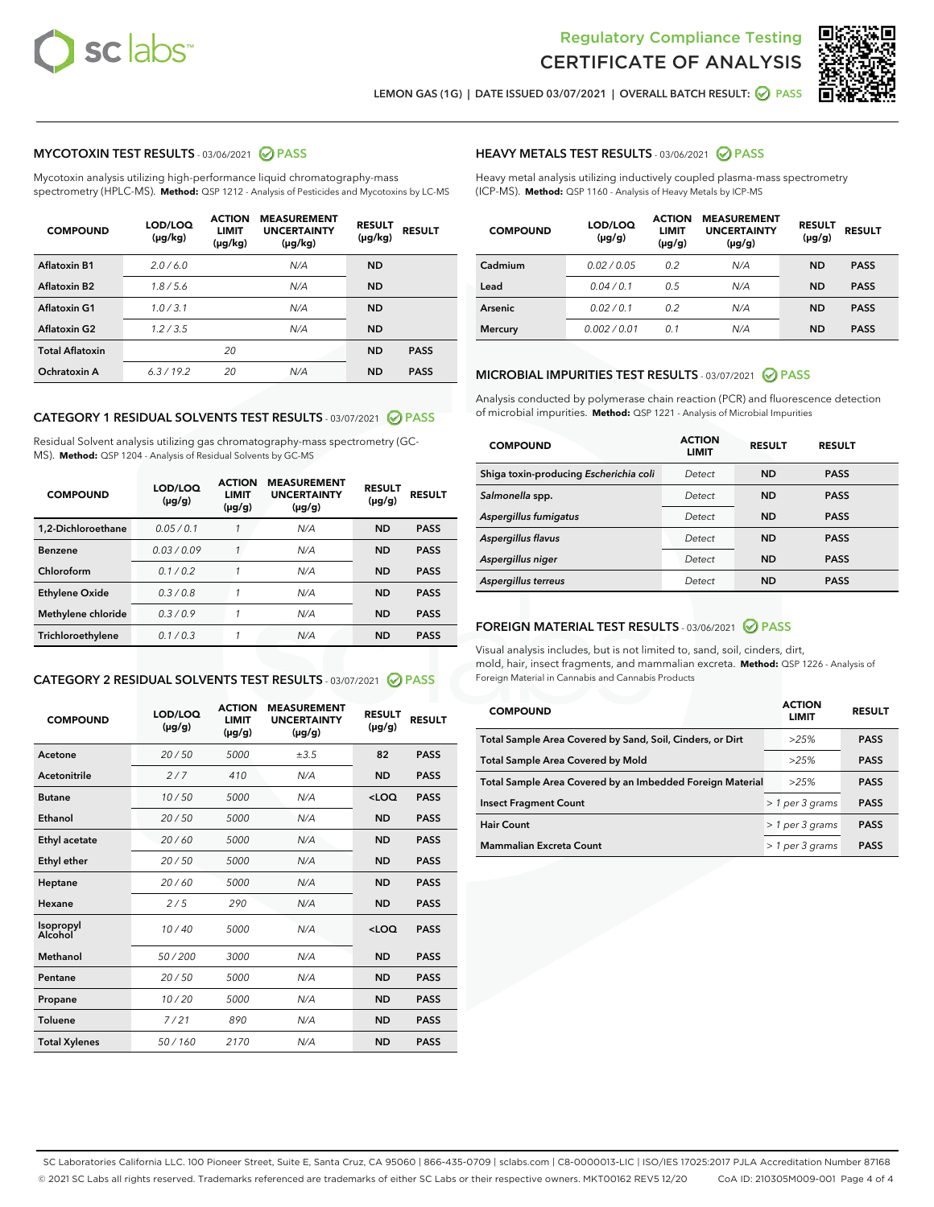Regulatory Compliance Testing
# CERTIFICATE OF ANALYSIS

LEMON GAS (1G) | DATE ISSUED 03/07/2021 | OVERALL BATCH RESULT: PASS

## MYCOTOXIN TEST RESULTS - 03/06/2021 PASS

Mycotoxin analysis utilizing high-performance liquid chromatography-mass spectrometry (HPLC-MS). **Method:** QSP 1212 - Analysis of Pesticides and Mycotoxins by LC-MS

| COMPOUND | LOD/LOQ (µg/kg) | ACTION LIMIT (µg/kg) | MEASUREMENT UNCERTAINTY (µg/kg) | RESULT (µg/kg) | RESULT |
|---|---|---|---|---|---|
| Aflatoxin B1 | 2.0 / 6.0 | | N/A | ND | |
| Aflatoxin B2 | 1.8 / 5.6 | | N/A | ND | |
| Aflatoxin G1 | 1.0 / 3.1 | | N/A | ND | |
| Aflatoxin G2 | 1.2 / 3.5 | | N/A | ND | |
| Total Aflatoxin | | 20 | | ND | PASS |
| Ochratoxin A | 6.3 / 19.2 | 20 | N/A | ND | PASS |

## CATEGORY 1 RESIDUAL SOLVENTS TEST RESULTS - 03/07/2021 PASS

Residual Solvent analysis utilizing gas chromatography-mass spectrometry (GC-MS). **Method:** QSP 1204 - Analysis of Residual Solvents by GC-MS

| COMPOUND | LOD/LOQ (µg/g) | ACTION LIMIT (µg/g) | MEASUREMENT UNCERTAINTY (µg/g) | RESULT (µg/g) | RESULT |
|---|---|---|---|---|---|
| 1,2-Dichloroethane | 0.05 / 0.1 | 1 | N/A | ND | PASS |
| Benzene | 0.03 / 0.09 | 1 | N/A | ND | PASS |
| Chloroform | 0.1 / 0.2 | 1 | N/A | ND | PASS |
| Ethylene Oxide | 0.3 / 0.8 | 1 | N/A | ND | PASS |
| Methylene chloride | 0.3 / 0.9 | 1 | N/A | ND | PASS |
| Trichloroethylene | 0.1 / 0.3 | 1 | N/A | ND | PASS |

## CATEGORY 2 RESIDUAL SOLVENTS TEST RESULTS - 03/07/2021 PASS

| COMPOUND | LOD/LOQ (µg/g) | ACTION LIMIT (µg/g) | MEASUREMENT UNCERTAINTY (µg/g) | RESULT (µg/g) | RESULT |
|---|---|---|---|---|---|
| Acetone | 20 / 50 | 5000 | ±3.5 | 82 | PASS |
| Acetonitrile | 2 / 7 | 410 | N/A | ND | PASS |
| Butane | 10 / 50 | 5000 | N/A | <LOQ | PASS |
| Ethanol | 20 / 50 | 5000 | N/A | ND | PASS |
| Ethyl acetate | 20 / 60 | 5000 | N/A | ND | PASS |
| Ethyl ether | 20 / 50 | 5000 | N/A | ND | PASS |
| Heptane | 20 / 60 | 5000 | N/A | ND | PASS |
| Hexane | 2 / 5 | 290 | N/A | ND | PASS |
| Isopropyl Alcohol | 10 / 40 | 5000 | N/A | <LOQ | PASS |
| Methanol | 50 / 200 | 3000 | N/A | ND | PASS |
| Pentane | 20 / 50 | 5000 | N/A | ND | PASS |
| Propane | 10 / 20 | 5000 | N/A | ND | PASS |
| Toluene | 7 / 21 | 890 | N/A | ND | PASS |
| Total Xylenes | 50 / 160 | 2170 | N/A | ND | PASS |

## HEAVY METALS TEST RESULTS - 03/06/2021 PASS

Heavy metal analysis utilizing inductively coupled plasma-mass spectrometry (ICP-MS). **Method:** QSP 1160 - Analysis of Heavy Metals by ICP-MS

| COMPOUND | LOD/LOQ (µg/g) | ACTION LIMIT (µg/g) | MEASUREMENT UNCERTAINTY (µg/g) | RESULT (µg/g) | RESULT |
|---|---|---|---|---|---|
| Cadmium | 0.02 / 0.05 | 0.2 | N/A | ND | PASS |
| Lead | 0.04 / 0.1 | 0.5 | N/A | ND | PASS |
| Arsenic | 0.02 / 0.1 | 0.2 | N/A | ND | PASS |
| Mercury | 0.002 / 0.01 | 0.1 | N/A | ND | PASS |

## MICROBIAL IMPURITIES TEST RESULTS - 03/07/2021 PASS

Analysis conducted by polymerase chain reaction (PCR) and fluorescence detection of microbial impurities. **Method:** QSP 1221 - Analysis of Microbial Impurities

| COMPOUND | ACTION LIMIT | RESULT | RESULT |
|---|---|---|---|
| Shiga toxin-producing *Escherichia coli* | Detect | ND | PASS |
| *Salmonella* spp. | Detect | ND | PASS |
| *Aspergillus fumigatus* | Detect | ND | PASS |
| *Aspergillus flavus* | Detect | ND | PASS |
| *Aspergillus niger* | Detect | ND | PASS |
| *Aspergillus terreus* | Detect | ND | PASS |

## FOREIGN MATERIAL TEST RESULTS - 03/06/2021 PASS

Visual analysis includes, but is not limited to, sand, soil, cinders, dirt, mold, hair, insect fragments, and mammalian excreta. **Method:** QSP 1226 - Analysis of Foreign Material in Cannabis and Cannabis Products

| COMPOUND | ACTION LIMIT | RESULT |
|---|---|---|
| Total Sample Area Covered by Sand, Soil, Cinders, or Dirt | >25% | PASS |
| Total Sample Area Covered by Mold | >25% | PASS |
| Total Sample Area Covered by an Imbedded Foreign Material | >25% | PASS |
| Insect Fragment Count | > 1 per 3 grams | PASS |
| Hair Count | > 1 per 3 grams | PASS |
| Mammalian Excreta Count | > 1 per 3 grams | PASS |

SC Laboratories California LLC. 100 Pioneer Street, Suite E, Santa Cruz, CA 95060 | 866-435-0709 | sclabs.com | C8-0000013-LIC | ISO/IES 17025:2017 PJLA Accreditation Number 87168
© 2021 SC Labs all rights reserved. Trademarks referenced are trademarks of either SC Labs or their respective owners. MKT00162 REV5 12/20 CoA ID: 210305M009-001